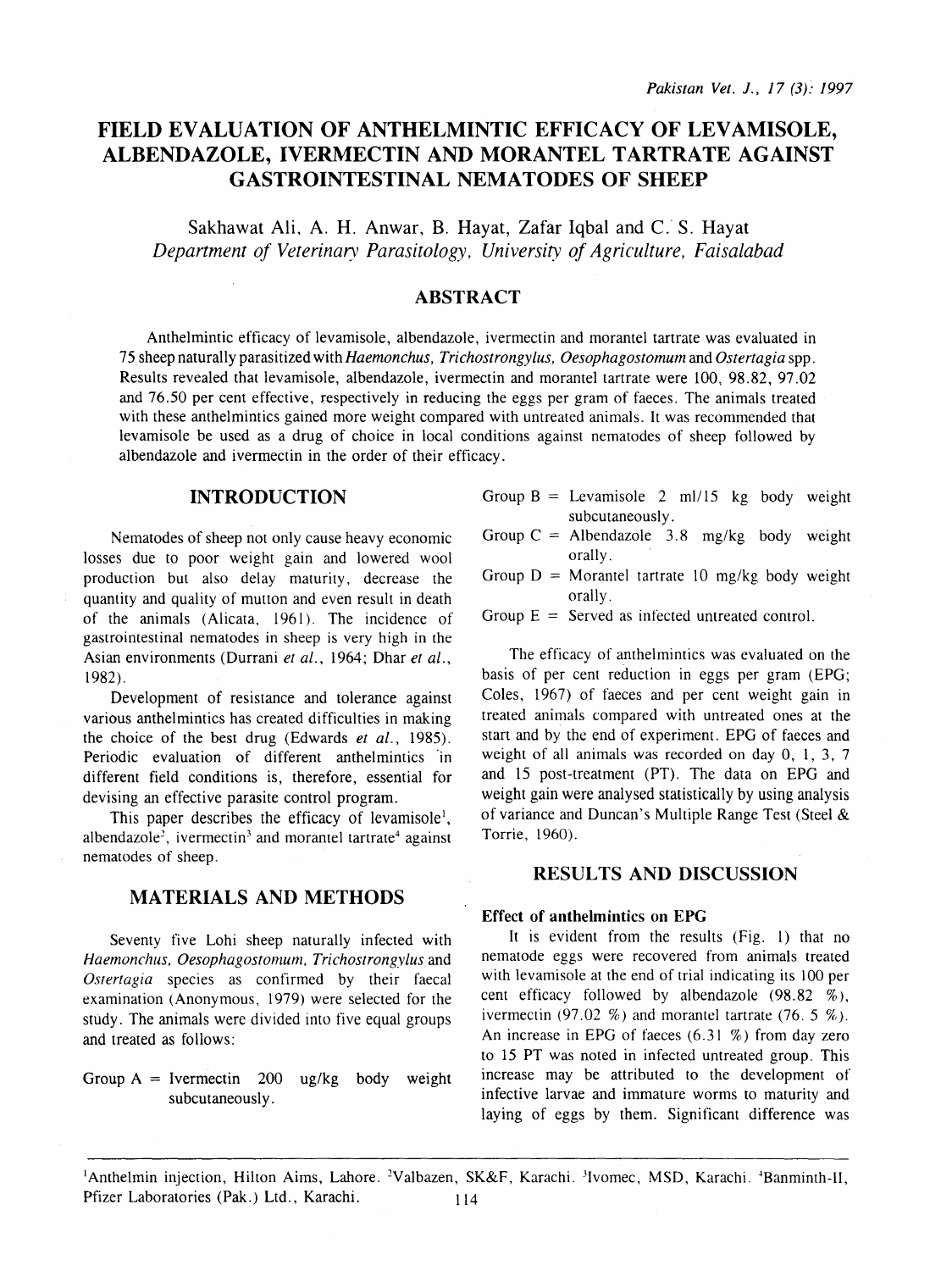# FIELD EVALUATION OF ANTHELMINTIC EFFICACY OF LEVAMISOLE, ALBENDAZOLE, IVERMECTIN AND MORANTEL TARTRATE AGAINST GASTROINTESTINAL NEMATODES OF SHEEP

Sakhawat Ali, A. H. Anwar, B. Hayat, Zafar Iqbal and C. S. Hayat

*Department of Veterinary Parasitology, University of Agriculture, Faisalabad*

## ABSTRACT

Anthelmintic efficacy of levamisole, albendazole, ivermectin and morantel tartrate was evaluated in 75 sheep naturally parasitized with *Haemonchus, Trichostrongylus, Oesophagostomum* and *Ostertagia* spp. Results revealed that levamisole, albendazole, ivermectin and morantel tartrate were 100, 98.82, 97.02 and 76.50 per cent effective, respectively in reducing the eggs per gram of faeces. The animals treated with these anthelmintics gained more weight compared with untreated animals. It was recommended that levamisole be used as a drug of choice in local conditions against nematodes of sheep followed by albendazole and ivermectin in the order of their efficacy.

## INTRODUCTION

Nematodes of sheep not only cause heavy economic losses due to poor weight gain and lowered wool production but also delay maturity, decrease the quantity and quality of mutton and even result in death of the animals (Alicata, 1961). The incidence of gastrointestinal nematodes in sheep is very high in the Asian environments (Durrani *et al.*, 1964; Dhar *et al.*, 1982).

Development of resistance and tolerance against various anthelmintics has created difficulties in making the choice of the best drug (Edwards *et al.*, 1985). Periodic evaluation of different anthelmintics in different field conditions is, therefore, essential for devising an effective parasite control program.

This paper describes the efficacy of levamisole[1], albendazole[2], ivermectin[3] and morantel tartrate[4] against nematodes of sheep.

## MATERIALS AND METHODS

Seventy five Lohi sheep naturally infected with *Haemonchus, Oesophagostomum, Trichostrongylus* and *Ostertagia* species as confirmed by their faecal examination (Anonymous, 1979) were selected for the study. The animals were divided into five equal groups and treated as follows:

Group A = Ivermectin 200 ug/kg body weight subcutaneously.

Group B = Levamisole 2 ml/15 kg body weight subcutaneously.

Group C = Albendazole 3.8 mg/kg body weight orally.

Group D = Morantel tartrate 10 mg/kg body weight orally.

Group E = Served as infected untreated control.

The efficacy of anthelmintics was evaluated on the basis of per cent reduction in eggs per gram (EPG; Coles, 1967) of faeces and per cent weight gain in treated animals compared with untreated ones at the start and by the end of experiment. EPG of faeces and weight of all animals was recorded on day 0, 1, 3, 7 and 15 post-treatment (PT). The data on EPG and weight gain were analysed statistically by using analysis of variance and Duncan's Multiple Range Test (Steel & Torrie, 1960).

## RESULTS AND DISCUSSION

### Effect of anthelmintics on EPG

It is evident from the results (Fig. 1) that no nematode eggs were recovered from animals treated with levamisole at the end of trial indicating its 100 per cent efficacy followed by albendazole (98.82 %), ivermectin (97.02 %) and morantel tartrate (76. 5 %). An increase in EPG of faeces (6.31 %) from day zero to 15 PT was noted in infected untreated group. This increase may be attributed to the development of infective larvae and immature worms to maturity and laying of eggs by them. Significant difference was

---

[1]Anthelmin injection, Hilton Aims, Lahore. [2]Valbazen, SK&F, Karachi. [3]Ivomec, MSD, Karachi. [4]Banminth-II, Pfizer Laboratories (Pak.) Ltd., Karachi.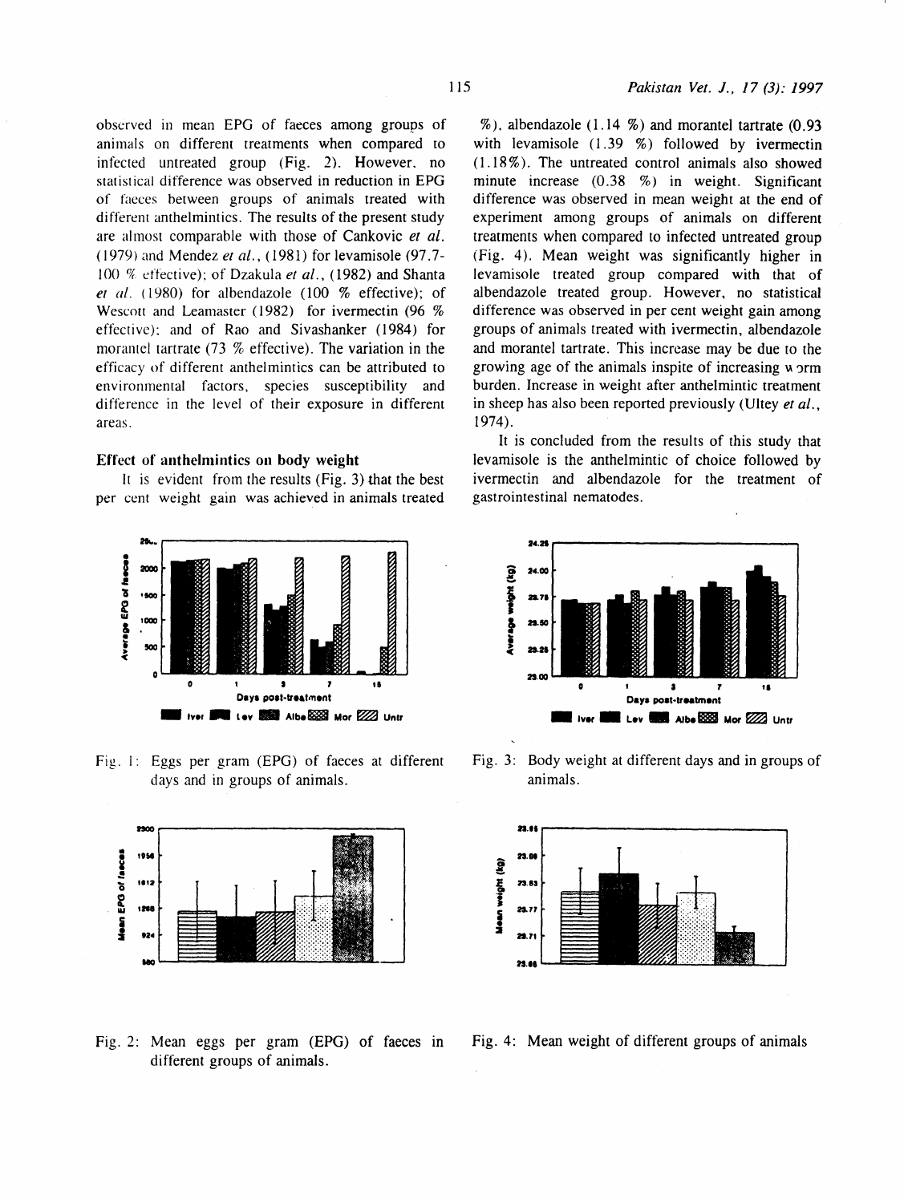observed in mean EPG of faeces among groups of animals on different treatments when compared to infected untreated group (Fig. 2). However, no statistical difference was observed in reduction in EPG of faeces between groups of animals treated with different anthelmintics. The results of the present study are almost comparable with those of Cankovic *et al.* (1979) and Mendez *et al.*, (1981) for levamisole (97.7-100 % effective); of Dzakula *et al.*, (1982) and Shanta *et al.* (1980) for albendazole (100 % effective); of Wescott and Leamaster (1982) for ivermectin (96 % effective); and of Rao and Sivashanker (1984) for morantel tartrate (73 % effective). The variation in the efficacy of different anthelmintics can be attributed to environmental factors, species susceptibility and difference in the level of their exposure in different areas.

### Effect of anthelmintics on body weight

It is evident from the results (Fig. 3) that the best per cent weight gain was achieved in animals treated %), albendazole (1.14 %) and morantel tartrate (0.93 with levamisole (1.39 %) followed by ivermectin (1.18%). The untreated control animals also showed minute increase (0.38 %) in weight. Significant difference was observed in mean weight at the end of experiment among groups of animals on different treatments when compared to infected untreated group (Fig. 4). Mean weight was significantly higher in levamisole treated group compared with that of albendazole treated group. However, no statistical difference was observed in per cent weight gain among groups of animals treated with ivermectin, albendazole and morantel tartrate. This increase may be due to the growing age of the animals inspite of increasing worm burden. Increase in weight after anthelmintic treatment in sheep has also been reported previously (Ultey *et al.*, 1974).

It is concluded from the results of this study that levamisole is the anthelmintic of choice followed by ivermectin and albendazole for the treatment of gastrointestinal nematodes.

Fig. 1: Eggs per gram (EPG) of faeces at different days and in groups of animals.

Fig. 3: Body weight at different days and in groups of animals.

Fig. 2: Mean eggs per gram (EPG) of faeces in different groups of animals.

Fig. 4: Mean weight of different groups of animals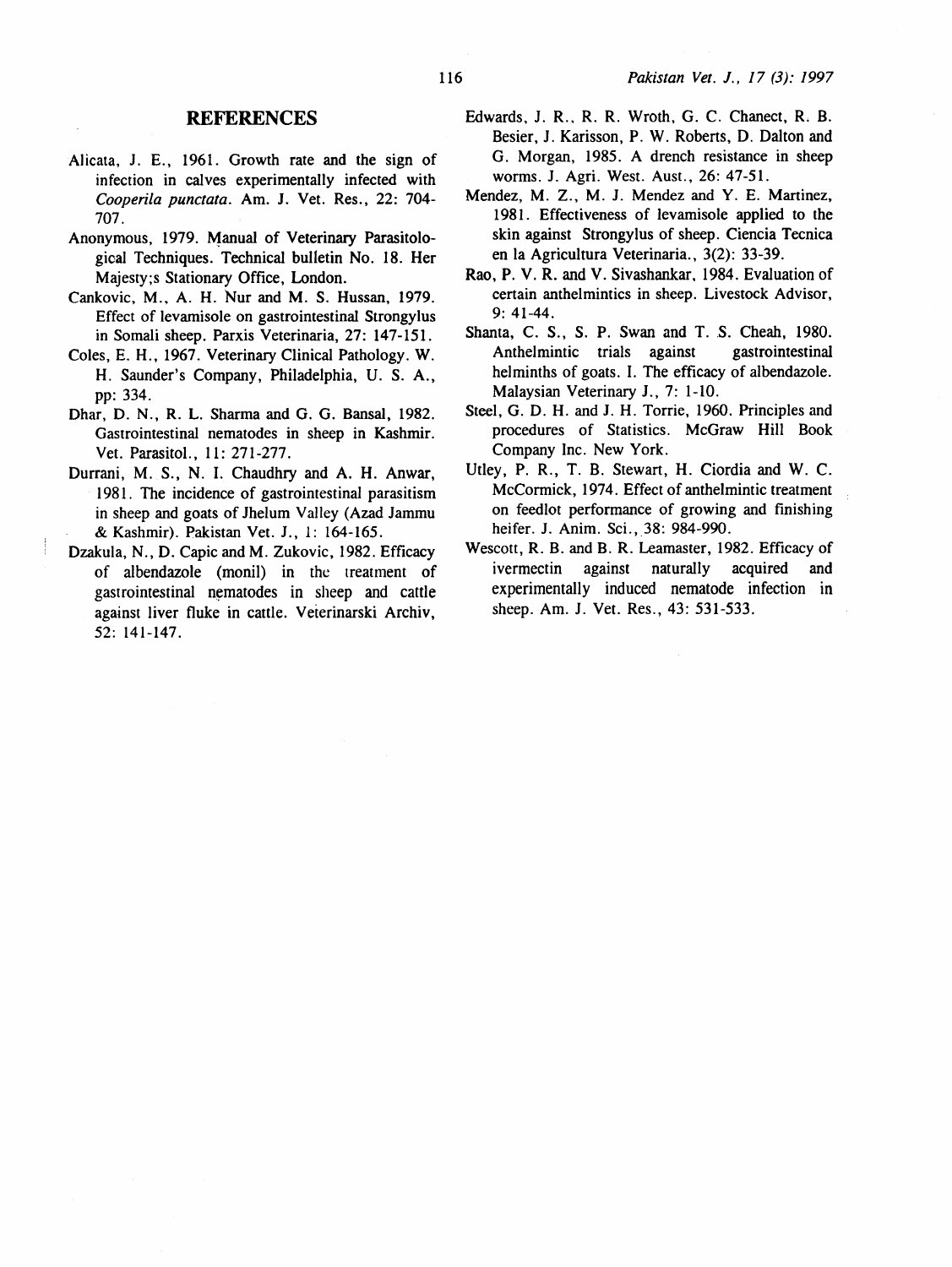## REFERENCES

Alicata, J. E., 1961. Growth rate and the sign of infection in calves experimentally infected with *Cooperila punctata*. Am. J. Vet. Res., 22: 704-707.

Anonymous, 1979. Manual of Veterinary Parasitological Techniques. Technical bulletin No. 18. Her Majesty;s Stationary Office, London.

Cankovic, M., A. H. Nur and M. S. Hussan, 1979. Effect of levamisole on gastrointestinal Strongylus in Somali sheep. Parxis Veterinaria, 27: 147-151.

Coles, E. H., 1967. Veterinary Clinical Pathology. W. H. Saunder's Company, Philadelphia, U. S. A., pp: 334.

Dhar, D. N., R. L. Sharma and G. G. Bansal, 1982. Gastrointestinal nematodes in sheep in Kashmir. Vet. Parasitol., 11: 271-277.

Durrani, M. S., N. I. Chaudhry and A. H. Anwar, 1981. The incidence of gastrointestinal parasitism in sheep and goats of Jhelum Valley (Azad Jammu & Kashmir). Pakistan Vet. J., 1: 164-165.

Dzakula, N., D. Capic and M. Zukovic, 1982. Efficacy of albendazole (monil) in the treatment of gastrointestinal nematodes in sheep and cattle against liver fluke in cattle. Veterinarski Archiv, 52: 141-147.

Edwards, J. R., R. R. Wroth, G. C. Chanect, R. B. Besier, J. Karisson, P. W. Roberts, D. Dalton and G. Morgan, 1985. A drench resistance in sheep worms. J. Agri. West. Aust., 26: 47-51.

Mendez, M. Z., M. J. Mendez and Y. E. Martinez, 1981. Effectiveness of levamisole applied to the skin against Strongylus of sheep. Ciencia Tecnica en la Agricultura Veterinaria., 3(2): 33-39.

Rao, P. V. R. and V. Sivashankar, 1984. Evaluation of certain anthelmintics in sheep. Livestock Advisor, 9: 41-44.

Shanta, C. S., S. P. Swan and T. S. Cheah, 1980. Anthelmintic trials against gastrointestinal helminths of goats. I. The efficacy of albendazole. Malaysian Veterinary J., 7: 1-10.

Steel, G. D. H. and J. H. Torrie, 1960. Principles and procedures of Statistics. McGraw Hill Book Company Inc. New York.

Utley, P. R., T. B. Stewart, H. Ciordia and W. C. McCormick, 1974. Effect of anthelmintic treatment on feedlot performance of growing and finishing heifer. J. Anim. Sci., 38: 984-990.

Wescott, R. B. and B. R. Leamaster, 1982. Efficacy of ivermectin against naturally acquired and experimentally induced nematode infection in sheep. Am. J. Vet. Res., 43: 531-533.